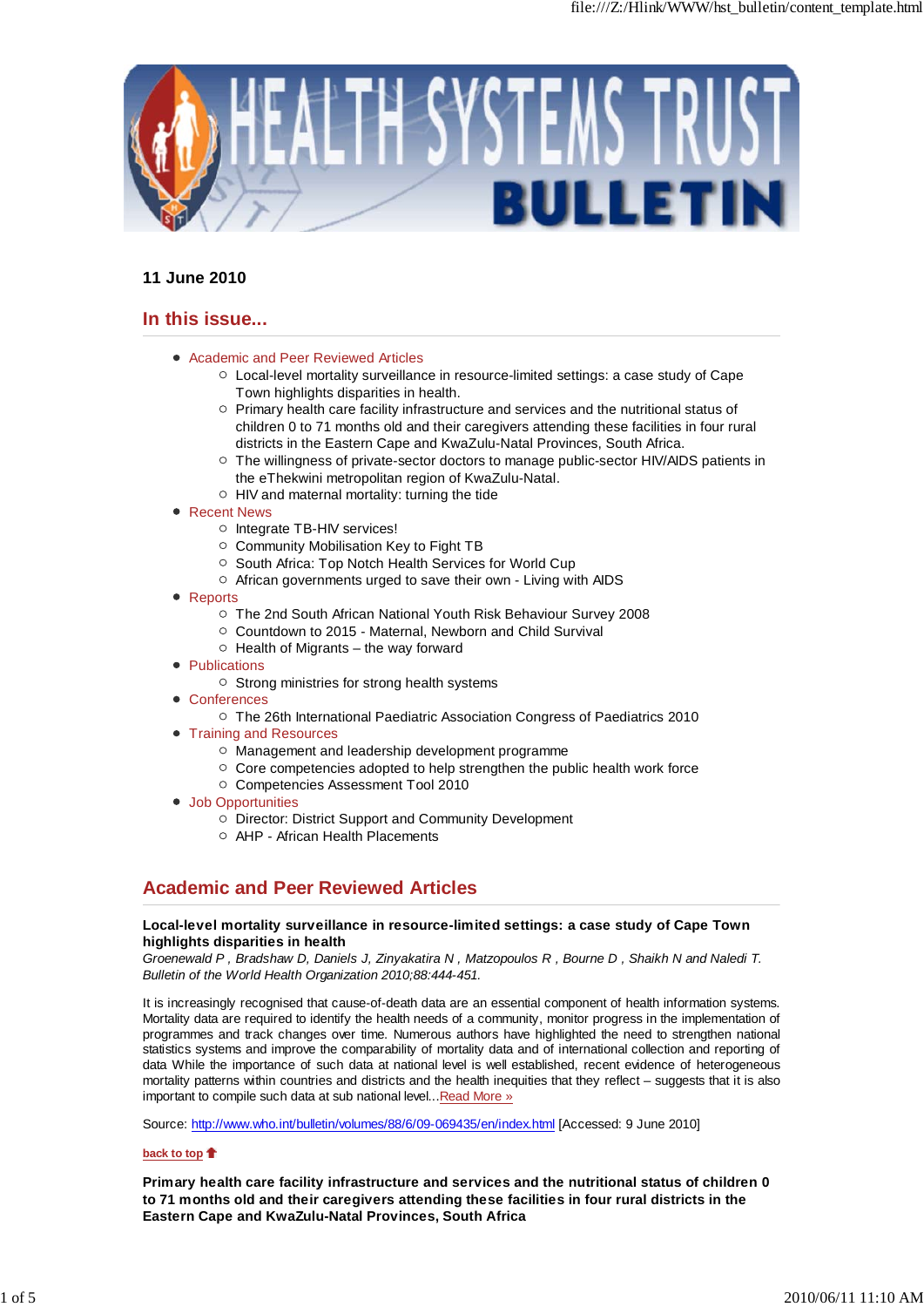# HEALTH SYSTEMS TRUST BULLETIN

**11 June 2010**

## In this issue...

- Academic and Peer Reviewed Articles
  - Local-level mortality surveillance in resource-limited settings: a case study of Cape Town highlights disparities in health.
  - Primary health care facility infrastructure and services and the nutritional status of children 0 to 71 months old and their caregivers attending these facilities in four rural districts in the Eastern Cape and KwaZulu-Natal Provinces, South Africa.
  - The willingness of private-sector doctors to manage public-sector HIV/AIDS patients in the eThekwini metropolitan region of KwaZulu-Natal.
  - HIV and maternal mortality: turning the tide
- Recent News
  - Integrate TB-HIV services!
  - Community Mobilisation Key to Fight TB
  - South Africa: Top Notch Health Services for World Cup
  - African governments urged to save their own - Living with AIDS
- Reports
  - The 2nd South African National Youth Risk Behaviour Survey 2008
  - Countdown to 2015 - Maternal, Newborn and Child Survival
  - Health of Migrants – the way forward
- Publications
  - Strong ministries for strong health systems
- Conferences
  - The 26th International Paediatric Association Congress of Paediatrics 2010
- Training and Resources
  - Management and leadership development programme
  - Core competencies adopted to help strengthen the public health work force
  - Competencies Assessment Tool 2010
- Job Opportunities
  - Director: District Support and Community Development
  - AHP - African Health Placements

## Academic and Peer Reviewed Articles

**Local-level mortality surveillance in resource-limited settings: a case study of Cape Town highlights disparities in health**
*Groenewald P , Bradshaw D, Daniels J, Zinyakatira N , Matzopoulos R , Bourne D , Shaikh N and Naledi T. Bulletin of the World Health Organization 2010;88:444-451.*

It is increasingly recognised that cause-of-death data are an essential component of health information systems. Mortality data are required to identify the health needs of a community, monitor progress in the implementation of programmes and track changes over time. Numerous authors have highlighted the need to strengthen national statistics systems and improve the comparability of mortality data and of international collection and reporting of data While the importance of such data at national level is well established, recent evidence of heterogeneous mortality patterns within countries and districts and the health inequities that they reflect – suggests that it is also important to compile such data at sub national level...Read More »

Source: http://www.who.int/bulletin/volumes/88/6/09-069435/en/index.html [Accessed: 9 June 2010]

back to top

**Primary health care facility infrastructure and services and the nutritional status of children 0 to 71 months old and their caregivers attending these facilities in four rural districts in the Eastern Cape and KwaZulu-Natal Provinces, South Africa**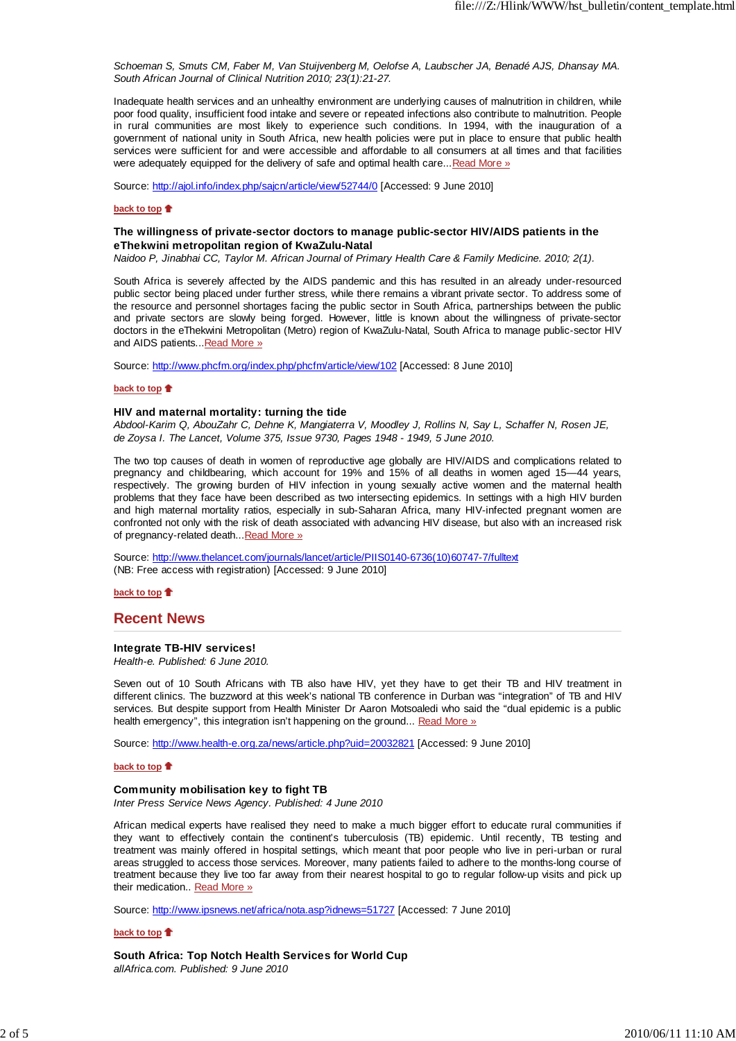*Schoeman S, Smuts CM, Faber M, Van Stuijvenberg M, Oelofse A, Laubscher JA, Benadé AJS, Dhansay MA. South African Journal of Clinical Nutrition 2010; 23(1):21-27.*

Inadequate health services and an unhealthy environment are underlying causes of malnutrition in children, while poor food quality, insufficient food intake and severe or repeated infections also contribute to malnutrition. People in rural communities are most likely to experience such conditions. In 1994, with the inauguration of a government of national unity in South Africa, new health policies were put in place to ensure that public health services were sufficient for and were accessible and affordable to all consumers at all times and that facilities were adequately equipped for the delivery of safe and optimal health care...Read More »

Source: http://ajol.info/index.php/sajcn/article/view/52744/0 [Accessed: 9 June 2010]

**back to top**

### The willingness of private-sector doctors to manage public-sector HIV/AIDS patients in the eThekwini metropolitan region of KwaZulu-Natal

*Naidoo P, Jinabhai CC, Taylor M. African Journal of Primary Health Care & Family Medicine. 2010; 2(1).*

South Africa is severely affected by the AIDS pandemic and this has resulted in an already under-resourced public sector being placed under further stress, while there remains a vibrant private sector. To address some of the resource and personnel shortages facing the public sector in South Africa, partnerships between the public and private sectors are slowly being forged. However, little is known about the willingness of private-sector doctors in the eThekwini Metropolitan (Metro) region of KwaZulu-Natal, South Africa to manage public-sector HIV and AIDS patients...Read More »

Source: http://www.phcfm.org/index.php/phcfm/article/view/102 [Accessed: 8 June 2010]

**back to top**

### HIV and maternal mortality: turning the tide

*Abdool-Karim Q, AbouZahr C, Dehne K, Mangiaterra V, Moodley J, Rollins N, Say L, Schaffer N, Rosen JE, de Zoysa I. The Lancet, Volume 375, Issue 9730, Pages 1948 - 1949, 5 June 2010.*

The two top causes of death in women of reproductive age globally are HIV/AIDS and complications related to pregnancy and childbearing, which account for 19% and 15% of all deaths in women aged 15—44 years, respectively. The growing burden of HIV infection in young sexually active women and the maternal health problems that they face have been described as two intersecting epidemics. In settings with a high HIV burden and high maternal mortality ratios, especially in sub-Saharan Africa, many HIV-infected pregnant women are confronted not only with the risk of death associated with advancing HIV disease, but also with an increased risk of pregnancy-related death...Read More »

Source: http://www.thelancet.com/journals/lancet/article/PIIS0140-6736(10)60747-7/fulltext (NB: Free access with registration) [Accessed: 9 June 2010]

**back to top**

## Recent News

### Integrate TB-HIV services!

*Health-e. Published: 6 June 2010.*

Seven out of 10 South Africans with TB also have HIV, yet they have to get their TB and HIV treatment in different clinics. The buzzword at this week's national TB conference in Durban was "integration" of TB and HIV services. But despite support from Health Minister Dr Aaron Motsoaledi who said the "dual epidemic is a public health emergency", this integration isn't happening on the ground... Read More »

Source: http://www.health-e.org.za/news/article.php?uid=20032821 [Accessed: 9 June 2010]

**back to top**

### Community mobilisation key to fight TB

*Inter Press Service News Agency. Published: 4 June 2010*

African medical experts have realised they need to make a much bigger effort to educate rural communities if they want to effectively contain the continent's tuberculosis (TB) epidemic. Until recently, TB testing and treatment was mainly offered in hospital settings, which meant that poor people who live in peri-urban or rural areas struggled to access those services. Moreover, many patients failed to adhere to the months-long course of treatment because they live too far away from their nearest hospital to go to regular follow-up visits and pick up their medication.. Read More »

Source: http://www.ipsnews.net/africa/nota.asp?idnews=51727 [Accessed: 7 June 2010]

**back to top**

### South Africa: Top Notch Health Services for World Cup

*allAfrica.com. Published: 9 June 2010*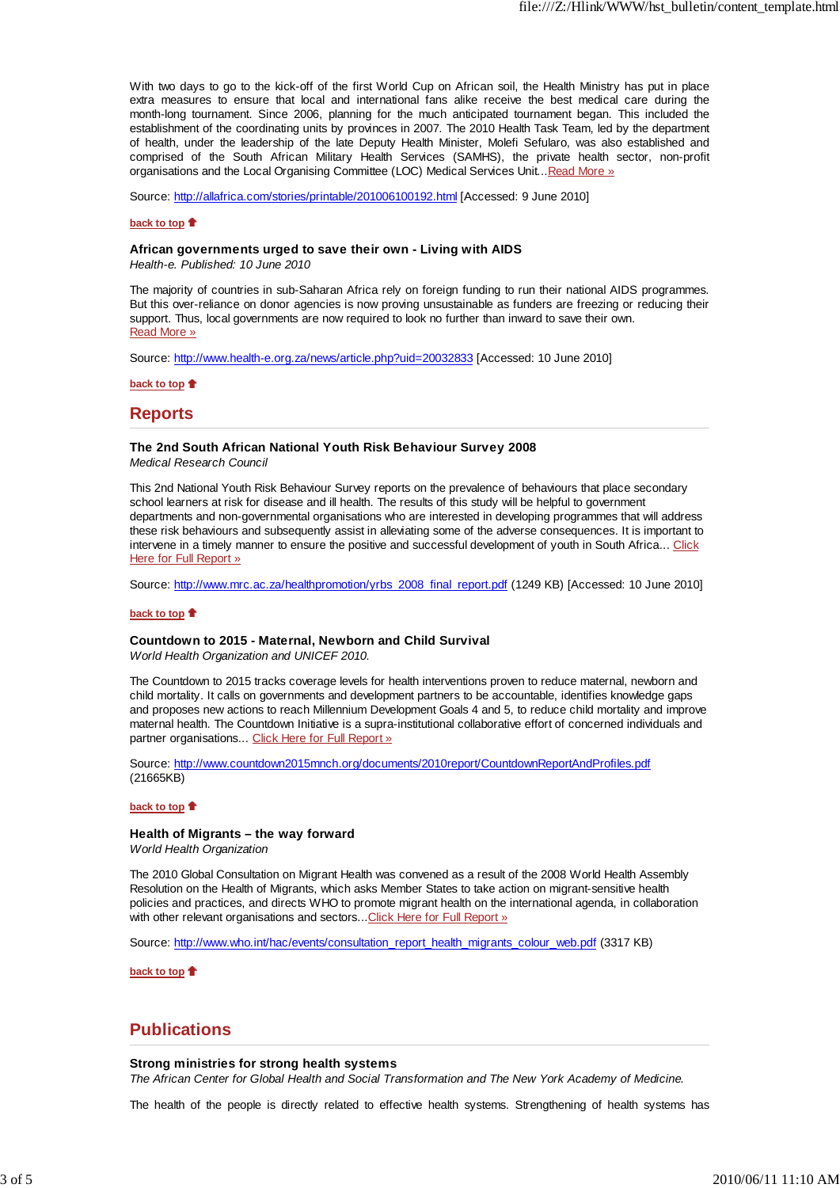With two days to go to the kick-off of the first World Cup on African soil, the Health Ministry has put in place extra measures to ensure that local and international fans alike receive the best medical care during the month-long tournament. Since 2006, planning for the much anticipated tournament began. This included the establishment of the coordinating units by provinces in 2007. The 2010 Health Task Team, led by the department of health, under the leadership of the late Deputy Health Minister, Molefi Sefularo, was also established and comprised of the South African Military Health Services (SAMHS), the private health sector, non-profit organisations and the Local Organising Committee (LOC) Medical Services Unit...Read More »

Source: http://allafrica.com/stories/printable/201006100192.html [Accessed: 9 June 2010]

back to top

### African governments urged to save their own - Living with AIDS

*Health-e. Published: 10 June 2010*

The majority of countries in sub-Saharan Africa rely on foreign funding to run their national AIDS programmes. But this over-reliance on donor agencies is now proving unsustainable as funders are freezing or reducing their support. Thus, local governments are now required to look no further than inward to save their own.
Read More »

Source: http://www.health-e.org.za/news/article.php?uid=20032833 [Accessed: 10 June 2010]

back to top

## Reports

### The 2nd South African National Youth Risk Behaviour Survey 2008

*Medical Research Council*

This 2nd National Youth Risk Behaviour Survey reports on the prevalence of behaviours that place secondary school learners at risk for disease and ill health. The results of this study will be helpful to government departments and non-governmental organisations who are interested in developing programmes that will address these risk behaviours and subsequently assist in alleviating some of the adverse consequences. It is important to intervene in a timely manner to ensure the positive and successful development of youth in South Africa... Click Here for Full Report »

Source: http://www.mrc.ac.za/healthpromotion/yrbs_2008_final_report.pdf (1249 KB) [Accessed: 10 June 2010]

back to top

### Countdown to 2015 - Maternal, Newborn and Child Survival

*World Health Organization and UNICEF 2010.*

The Countdown to 2015 tracks coverage levels for health interventions proven to reduce maternal, newborn and child mortality. It calls on governments and development partners to be accountable, identifies knowledge gaps and proposes new actions to reach Millennium Development Goals 4 and 5, to reduce child mortality and improve maternal health. The Countdown Initiative is a supra-institutional collaborative effort of concerned individuals and partner organisations... Click Here for Full Report »

Source: http://www.countdown2015mnch.org/documents/2010report/CountdownReportAndProfiles.pdf (21665KB)

back to top

### Health of Migrants – the way forward

*World Health Organization*

The 2010 Global Consultation on Migrant Health was convened as a result of the 2008 World Health Assembly Resolution on the Health of Migrants, which asks Member States to take action on migrant-sensitive health policies and practices, and directs WHO to promote migrant health on the international agenda, in collaboration with other relevant organisations and sectors...Click Here for Full Report »

Source: http://www.who.int/hac/events/consultation_report_health_migrants_colour_web.pdf (3317 KB)

back to top

## Publications

### Strong ministries for strong health systems

*The African Center for Global Health and Social Transformation and The New York Academy of Medicine.*

The health of the people is directly related to effective health systems. Strengthening of health systems has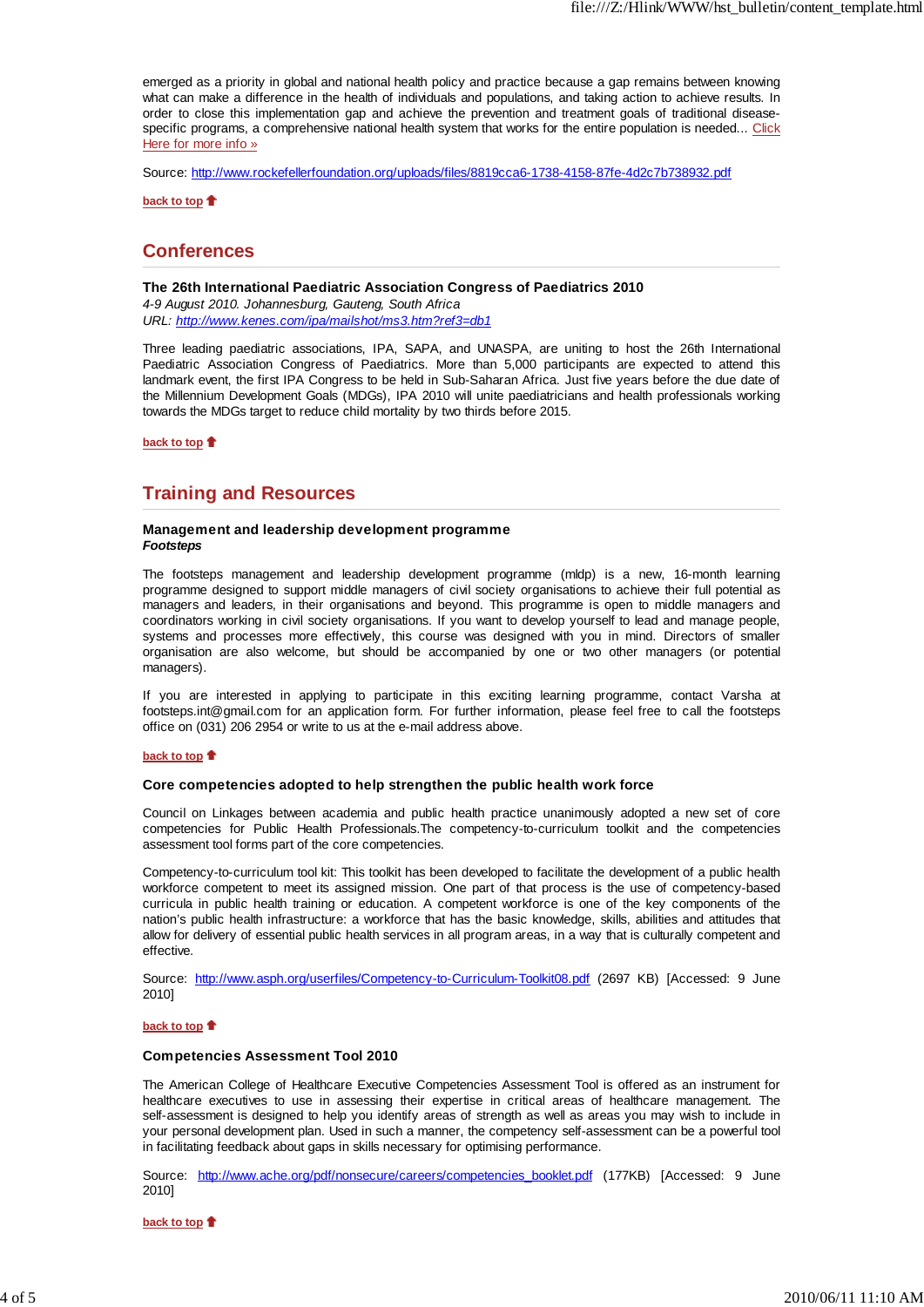emerged as a priority in global and national health policy and practice because a gap remains between knowing what can make a difference in the health of individuals and populations, and taking action to achieve results. In order to close this implementation gap and achieve the prevention and treatment goals of traditional disease-specific programs, a comprehensive national health system that works for the entire population is needed... Click Here for more info »

Source: http://www.rockefellerfoundation.org/uploads/files/8819cca6-1738-4158-87fe-4d2c7b738932.pdf

back to top

## Conferences

**The 26th International Paediatric Association Congress of Paediatrics 2010**
*4-9 August 2010. Johannesburg, Gauteng, South Africa*
*URL: http://www.kenes.com/ipa/mailshot/ms3.htm?ref3=db1*

Three leading paediatric associations, IPA, SAPA, and UNASPA, are uniting to host the 26th International Paediatric Association Congress of Paediatrics. More than 5,000 participants are expected to attend this landmark event, the first IPA Congress to be held in Sub-Saharan Africa. Just five years before the due date of the Millennium Development Goals (MDGs), IPA 2010 will unite paediatricians and health professionals working towards the MDGs target to reduce child mortality by two thirds before 2015.

back to top

## Training and Resources

**Management and leadership development programme**
***Footsteps***

The footsteps management and leadership development programme (mldp) is a new, 16-month learning programme designed to support middle managers of civil society organisations to achieve their full potential as managers and leaders, in their organisations and beyond. This programme is open to middle managers and coordinators working in civil society organisations. If you want to develop yourself to lead and manage people, systems and processes more effectively, this course was designed with you in mind. Directors of smaller organisation are also welcome, but should be accompanied by one or two other managers (or potential managers).

If you are interested in applying to participate in this exciting learning programme, contact Varsha at footsteps.int@gmail.com for an application form. For further information, please feel free to call the footsteps office on (031) 206 2954 or write to us at the e-mail address above.

back to top

**Core competencies adopted to help strengthen the public health work force**

Council on Linkages between academia and public health practice unanimously adopted a new set of core competencies for Public Health Professionals.The competency-to-curriculum toolkit and the competencies assessment tool forms part of the core competencies.

Competency-to-curriculum tool kit: This toolkit has been developed to facilitate the development of a public health workforce competent to meet its assigned mission. One part of that process is the use of competency-based curricula in public health training or education. A competent workforce is one of the key components of the nation's public health infrastructure: a workforce that has the basic knowledge, skills, abilities and attitudes that allow for delivery of essential public health services in all program areas, in a way that is culturally competent and effective.

Source: http://www.asph.org/userfiles/Competency-to-Curriculum-Toolkit08.pdf (2697 KB) [Accessed: 9 June 2010]

back to top

**Competencies Assessment Tool 2010**

The American College of Healthcare Executive Competencies Assessment Tool is offered as an instrument for healthcare executives to use in assessing their expertise in critical areas of healthcare management. The self-assessment is designed to help you identify areas of strength as well as areas you may wish to include in your personal development plan. Used in such a manner, the competency self-assessment can be a powerful tool in facilitating feedback about gaps in skills necessary for optimising performance.

Source: http://www.ache.org/pdf/nonsecure/careers/competencies_booklet.pdf (177KB) [Accessed: 9 June 2010]

back to top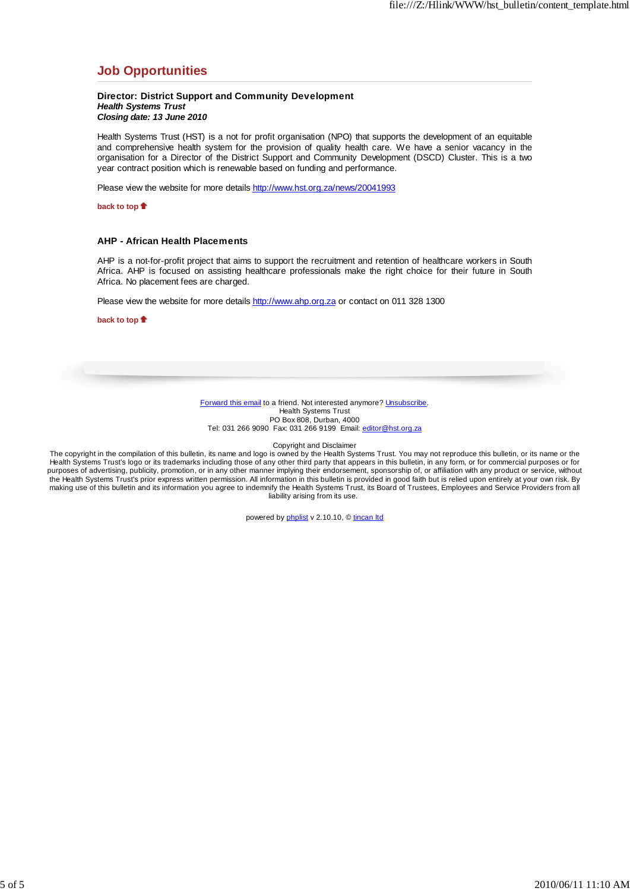## Job Opportunities

### Director: District Support and Community Development

***Health Systems Trust***
***Closing date: 13 June 2010***

Health Systems Trust (HST) is a not for profit organisation (NPO) that supports the development of an equitable and comprehensive health system for the provision of quality health care. We have a senior vacancy in the organisation for a Director of the District Support and Community Development (DSCD) Cluster. This is a two year contract position which is renewable based on funding and performance.

Please view the website for more details http://www.hst.org.za/news/20041993

**back to top**

### AHP - African Health Placements

AHP is a not-for-profit project that aims to support the recruitment and retention of healthcare workers in South Africa. AHP is focused on assisting healthcare professionals make the right choice for their future in South Africa. No placement fees are charged.

Please view the website for more details http://www.ahp.org.za or contact on 011 328 1300

**back to top**

Forward this email to a friend. Not interested anymore? Unsubscribe.
Health Systems Trust
PO Box 808, Durban, 4000
Tel: 031 266 9090 Fax: 031 266 9199 Email: editor@hst.org.za

Copyright and Disclaimer
The copyright in the compilation of this bulletin, its name and logo is owned by the Health Systems Trust. You may not reproduce this bulletin, or its name or the Health Systems Trust's logo or its trademarks including those of any other third party that appears in this bulletin, in any form, or for commercial purposes or for purposes of advertising, publicity, promotion, or in any other manner implying their endorsement, sponsorship of, or affiliation with any product or service, without the Health Systems Trust's prior express written permission. All information in this bulletin is provided in good faith but is relied upon entirely at your own risk. By making use of this bulletin and its information you agree to indemnify the Health Systems Trust, its Board of Trustees, Employees and Service Providers from all liability arising from its use.

powered by phplist v 2.10.10, © tincan ltd